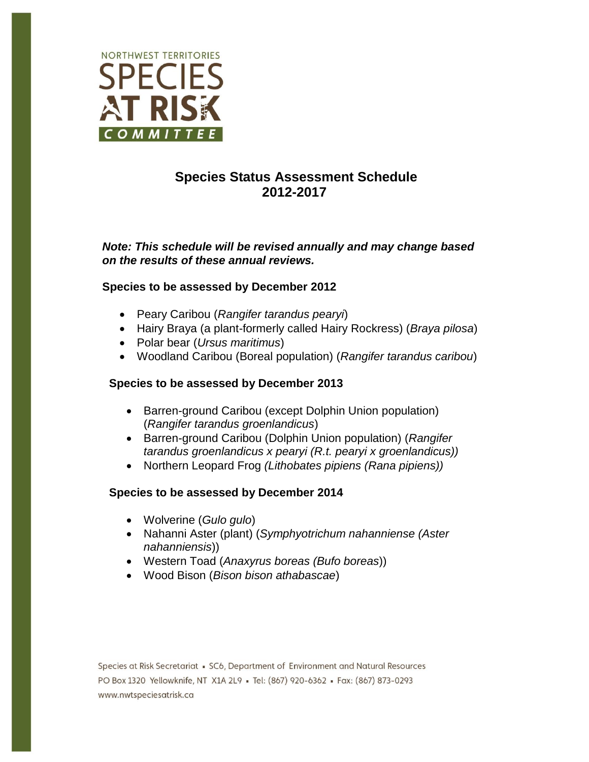NORTHWEST TERRITORIES

SPECIES AT RISK

COMMITTEE

# Species Status Assessment Schedule 2012-2017

***Note: This schedule will be revised annually and may change based on the results of these annual reviews.***

**Species to be assessed by December 2012**

- Peary Caribou (*Rangifer tarandus pearyi*)
- Hairy Braya (a plant-formerly called Hairy Rockress) (*Braya pilosa*)
- Polar bear (*Ursus maritimus*)
- Woodland Caribou (Boreal population) (*Rangifer tarandus caribou*)

**Species to be assessed by December 2013**

- Barren-ground Caribou (except Dolphin Union population) (*Rangifer tarandus groenlandicus*)
- Barren-ground Caribou (Dolphin Union population) (*Rangifer tarandus groenlandicus x pearyi (R.t. pearyi x groenlandicus))*
- Northern Leopard Frog *(Lithobates pipiens (Rana pipiens))*

**Species to be assessed by December 2014**

- Wolverine (*Gulo gulo*)
- Nahanni Aster (plant) (*Symphyotrichum nahanniense (Aster nahanniensis*))
- Western Toad (*Anaxyrus boreas (Bufo boreas*))
- Wood Bison (*Bison bison athabascae*)

Species at Risk Secretariat • SC6, Department of Environment and Natural Resources
PO Box 1320 Yellowknife, NT X1A 2L9 • Tel: (867) 920-6362 • Fax: (867) 873-0293
www.nwtspeciesatrisk.ca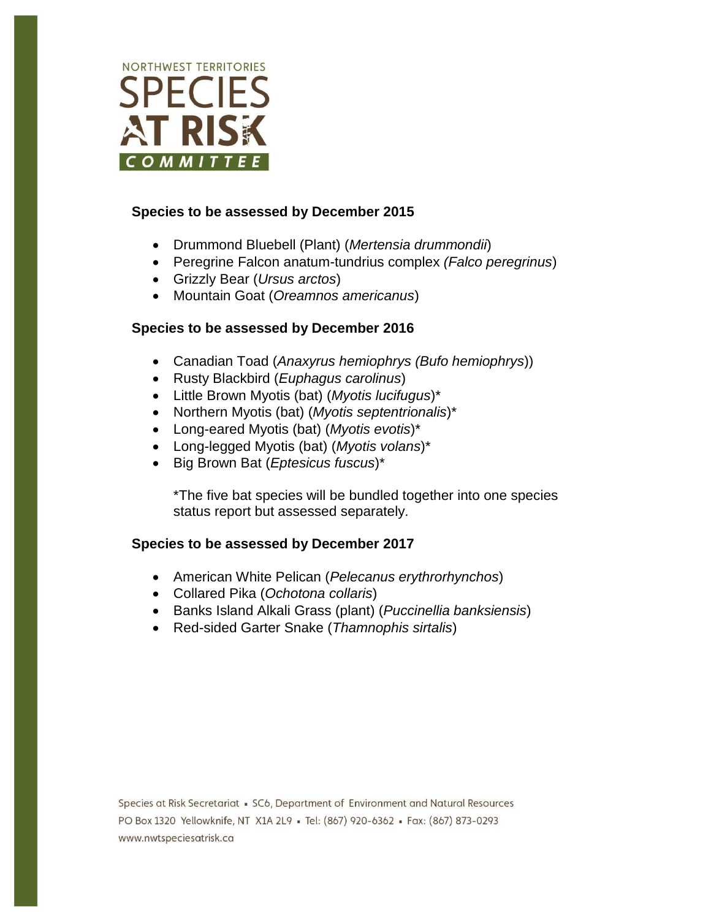NORTHWEST TERRITORIES

SPECIES AT RISK

COMMITTEE

### Species to be assessed by December 2015

- Drummond Bluebell (Plant) (*Mertensia drummondii*)
- Peregrine Falcon anatum-tundrius complex (*Falco peregrinus*)
- Grizzly Bear (*Ursus arctos*)
- Mountain Goat (*Oreamnos americanus*)

### Species to be assessed by December 2016

- Canadian Toad (*Anaxyrus hemiophrys (Bufo hemiophrys)*)
- Rusty Blackbird (*Euphagus carolinus*)
- Little Brown Myotis (bat) (*Myotis lucifugus*)*
- Northern Myotis (bat) (*Myotis septentrionalis*)*
- Long-eared Myotis (bat) (*Myotis evotis*)*
- Long-legged Myotis (bat) (*Myotis volans*)*
- Big Brown Bat (*Eptesicus fuscus*)*

  *The five bat species will be bundled together into one species status report but assessed separately.

### Species to be assessed by December 2017

- American White Pelican (*Pelecanus erythrorhynchos*)
- Collared Pika (*Ochotona collaris*)
- Banks Island Alkali Grass (plant) (*Puccinellia banksiensis*)
- Red-sided Garter Snake (*Thamnophis sirtalis*)

Species at Risk Secretariat ▪ SC6, Department of Environment and Natural Resources
PO Box 1320 Yellowknife, NT X1A 2L9 ▪ Tel: (867) 920-6362 ▪ Fax: (867) 873-0293
www.nwtspeciesatrisk.ca